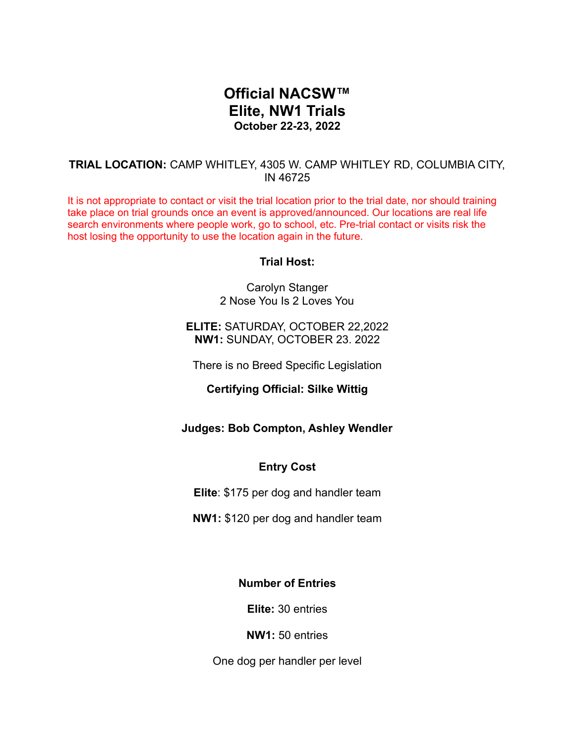# Official NACSW™
# Elite, NW1 Trials
### October 22-23, 2022

**TRIAL LOCATION:** CAMP WHITLEY, 4305 W. CAMP WHITLEY RD, COLUMBIA CITY, IN 46725

It is not appropriate to contact or visit the trial location prior to the trial date, nor should training take place on trial grounds once an event is approved/announced. Our locations are real life search environments where people work, go to school, etc. Pre-trial contact or visits risk the host losing the opportunity to use the location again in the future.

**Trial Host:**

Carolyn Stanger
2 Nose You Is 2 Loves You

**ELITE:** SATURDAY, OCTOBER 22,2022
**NW1:** SUNDAY, OCTOBER 23. 2022

There is no Breed Specific Legislation

**Certifying Official: Silke Wittig**

**Judges: Bob Compton, Ashley Wendler**

**Entry Cost**

**Elite**: $175 per dog and handler team

**NW1:** $120 per dog and handler team

**Number of Entries**

**Elite:** 30 entries

**NW1:** 50 entries

One dog per handler per level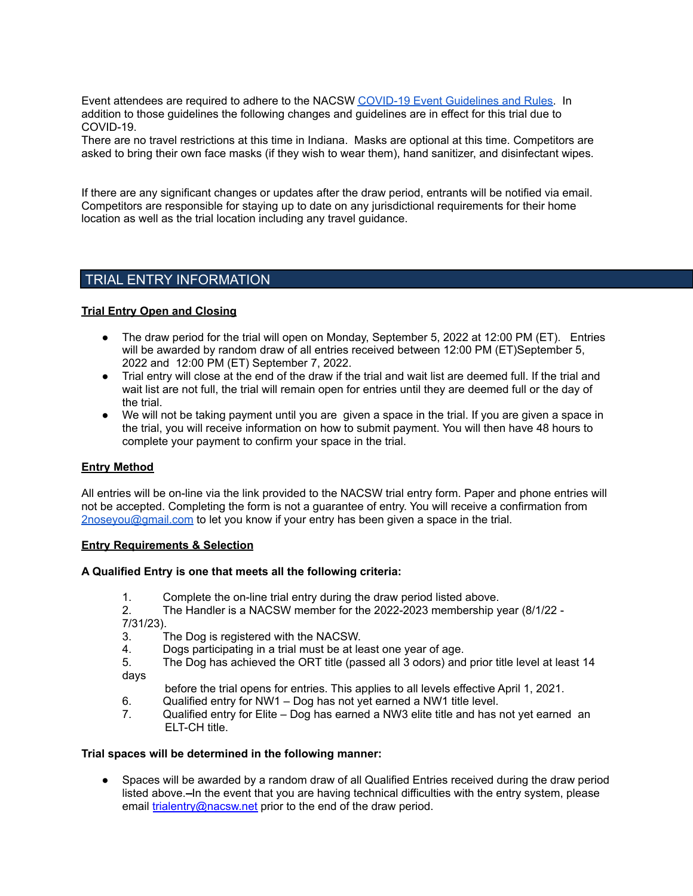Event attendees are required to adhere to the NACSW [COVID-19 Event Guidelines and Rules](). In addition to those guidelines the following changes and guidelines are in effect for this trial due to COVID-19.
There are no travel restrictions at this time in Indiana. Masks are optional at this time. Competitors are asked to bring their own face masks (if they wish to wear them), hand sanitizer, and disinfectant wipes.

If there are any significant changes or updates after the draw period, entrants will be notified via email. Competitors are responsible for staying up to date on any jurisdictional requirements for their home location as well as the trial location including any travel guidance.

## TRIAL ENTRY INFORMATION

**Trial Entry Open and Closing**

- The draw period for the trial will open on Monday, September 5, 2022 at 12:00 PM (ET). Entries will be awarded by random draw of all entries received between 12:00 PM (ET)September 5, 2022 and 12:00 PM (ET) September 7, 2022.
- Trial entry will close at the end of the draw if the trial and wait list are deemed full. If the trial and wait list are not full, the trial will remain open for entries until they are deemed full or the day of the trial.
- We will not be taking payment until you are given a space in the trial. If you are given a space in the trial, you will receive information on how to submit payment. You will then have 48 hours to complete your payment to confirm your space in the trial.

**Entry Method**

All entries will be on-line via the link provided to the NACSW trial entry form. Paper and phone entries will not be accepted. Completing the form is not a guarantee of entry. You will receive a confirmation from 2noseyou@gmail.com to let you know if your entry has been given a space in the trial.

**Entry Requirements & Selection**

**A Qualified Entry is one that meets all the following criteria:**

1. Complete the on-line trial entry during the draw period listed above.
2. The Handler is a NACSW member for the 2022-2023 membership year (8/1/22 - 7/31/23).
3. The Dog is registered with the NACSW.
4. Dogs participating in a trial must be at least one year of age.
5. The Dog has achieved the ORT title (passed all 3 odors) and prior title level at least 14 days before the trial opens for entries. This applies to all levels effective April 1, 2021.
6. Qualified entry for NW1 – Dog has not yet earned a NW1 title level.
7. Qualified entry for Elite – Dog has earned a NW3 elite title and has not yet earned an ELT-CH title.

**Trial spaces will be determined in the following manner:**

- Spaces will be awarded by a random draw of all Qualified Entries received during the draw period listed above. In the event that you are having technical difficulties with the entry system, please email trialentry@nacsw.net prior to the end of the draw period.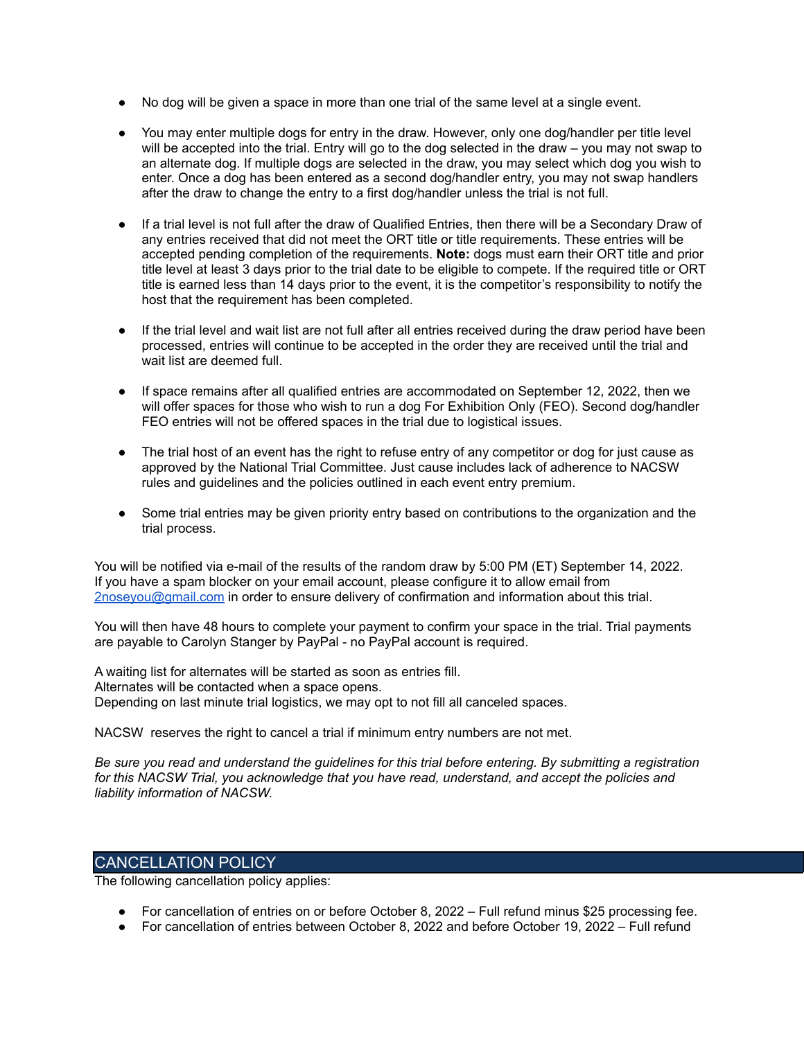- No dog will be given a space in more than one trial of the same level at a single event.

- You may enter multiple dogs for entry in the draw. However, only one dog/handler per title level will be accepted into the trial. Entry will go to the dog selected in the draw – you may not swap to an alternate dog. If multiple dogs are selected in the draw, you may select which dog you wish to enter. Once a dog has been entered as a second dog/handler entry, you may not swap handlers after the draw to change the entry to a first dog/handler unless the trial is not full.

- If a trial level is not full after the draw of Qualified Entries, then there will be a Secondary Draw of any entries received that did not meet the ORT title or title requirements. These entries will be accepted pending completion of the requirements. **Note:** dogs must earn their ORT title and prior title level at least 3 days prior to the trial date to be eligible to compete. If the required title or ORT title is earned less than 14 days prior to the event, it is the competitor's responsibility to notify the host that the requirement has been completed.

- If the trial level and wait list are not full after all entries received during the draw period have been processed, entries will continue to be accepted in the order they are received until the trial and wait list are deemed full.

- If space remains after all qualified entries are accommodated on September 12, 2022, then we will offer spaces for those who wish to run a dog For Exhibition Only (FEO). Second dog/handler FEO entries will not be offered spaces in the trial due to logistical issues.

- The trial host of an event has the right to refuse entry of any competitor or dog for just cause as approved by the National Trial Committee. Just cause includes lack of adherence to NACSW rules and guidelines and the policies outlined in each event entry premium.

- Some trial entries may be given priority entry based on contributions to the organization and the trial process.

You will be notified via e-mail of the results of the random draw by 5:00 PM (ET) September 14, 2022. If you have a spam blocker on your email account, please configure it to allow email from [2noseyou@gmail.com](mailto:2noseyou@gmail.com) in order to ensure delivery of confirmation and information about this trial.

You will then have 48 hours to complete your payment to confirm your space in the trial. Trial payments are payable to Carolyn Stanger by PayPal - no PayPal account is required.

A waiting list for alternates will be started as soon as entries fill.
Alternates will be contacted when a space opens.
Depending on last minute trial logistics, we may opt to not fill all canceled spaces.

NACSW reserves the right to cancel a trial if minimum entry numbers are not met.

*Be sure you read and understand the guidelines for this trial before entering. By submitting a registration for this NACSW Trial, you acknowledge that you have read, understand, and accept the policies and liability information of NACSW.*

## CANCELLATION POLICY

The following cancellation policy applies:

- For cancellation of entries on or before October 8, 2022 – Full refund minus $25 processing fee.
- For cancellation of entries between October 8, 2022 and before October 19, 2022 – Full refund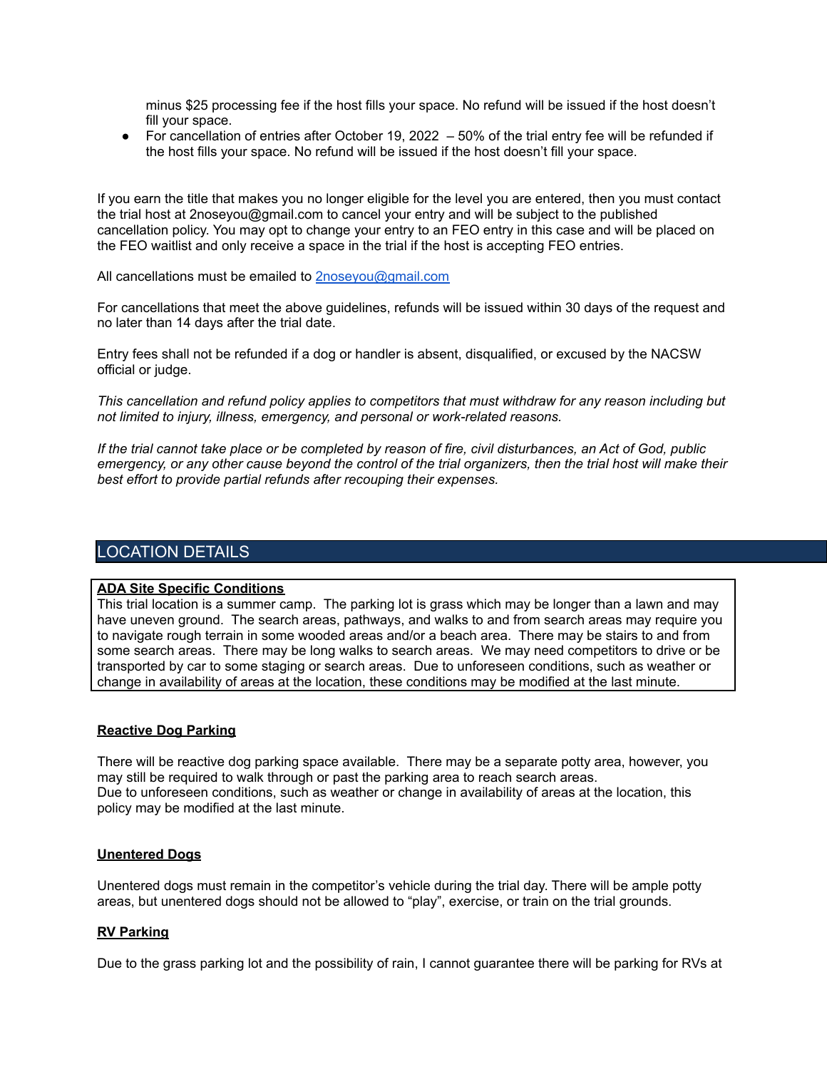minus $25 processing fee if the host fills your space. No refund will be issued if the host doesn't fill your space.

- For cancellation of entries after October 19, 2022 – 50% of the trial entry fee will be refunded if the host fills your space. No refund will be issued if the host doesn't fill your space.

If you earn the title that makes you no longer eligible for the level you are entered, then you must contact the trial host at 2noseyou@gmail.com to cancel your entry and will be subject to the published cancellation policy. You may opt to change your entry to an FEO entry in this case and will be placed on the FEO waitlist and only receive a space in the trial if the host is accepting FEO entries.

All cancellations must be emailed to [2noseyou@gmail.com](mailto:2noseyou@gmail.com)

For cancellations that meet the above guidelines, refunds will be issued within 30 days of the request and no later than 14 days after the trial date.

Entry fees shall not be refunded if a dog or handler is absent, disqualified, or excused by the NACSW official or judge.

*This cancellation and refund policy applies to competitors that must withdraw for any reason including but not limited to injury, illness, emergency, and personal or work-related reasons.*

*If the trial cannot take place or be completed by reason of fire, civil disturbances, an Act of God, public emergency, or any other cause beyond the control of the trial organizers, then the trial host will make their best effort to provide partial refunds after recouping their expenses.*

## LOCATION DETAILS

**ADA Site Specific Conditions**

This trial location is a summer camp. The parking lot is grass which may be longer than a lawn and may have uneven ground. The search areas, pathways, and walks to and from search areas may require you to navigate rough terrain in some wooded areas and/or a beach area. There may be stairs to and from some search areas. There may be long walks to search areas. We may need competitors to drive or be transported by car to some staging or search areas. Due to unforeseen conditions, such as weather or change in availability of areas at the location, these conditions may be modified at the last minute.

**Reactive Dog Parking**

There will be reactive dog parking space available. There may be a separate potty area, however, you may still be required to walk through or past the parking area to reach search areas.
Due to unforeseen conditions, such as weather or change in availability of areas at the location, this policy may be modified at the last minute.

**Unentered Dogs**

Unentered dogs must remain in the competitor's vehicle during the trial day. There will be ample potty areas, but unentered dogs should not be allowed to "play", exercise, or train on the trial grounds.

**RV Parking**

Due to the grass parking lot and the possibility of rain, I cannot guarantee there will be parking for RVs at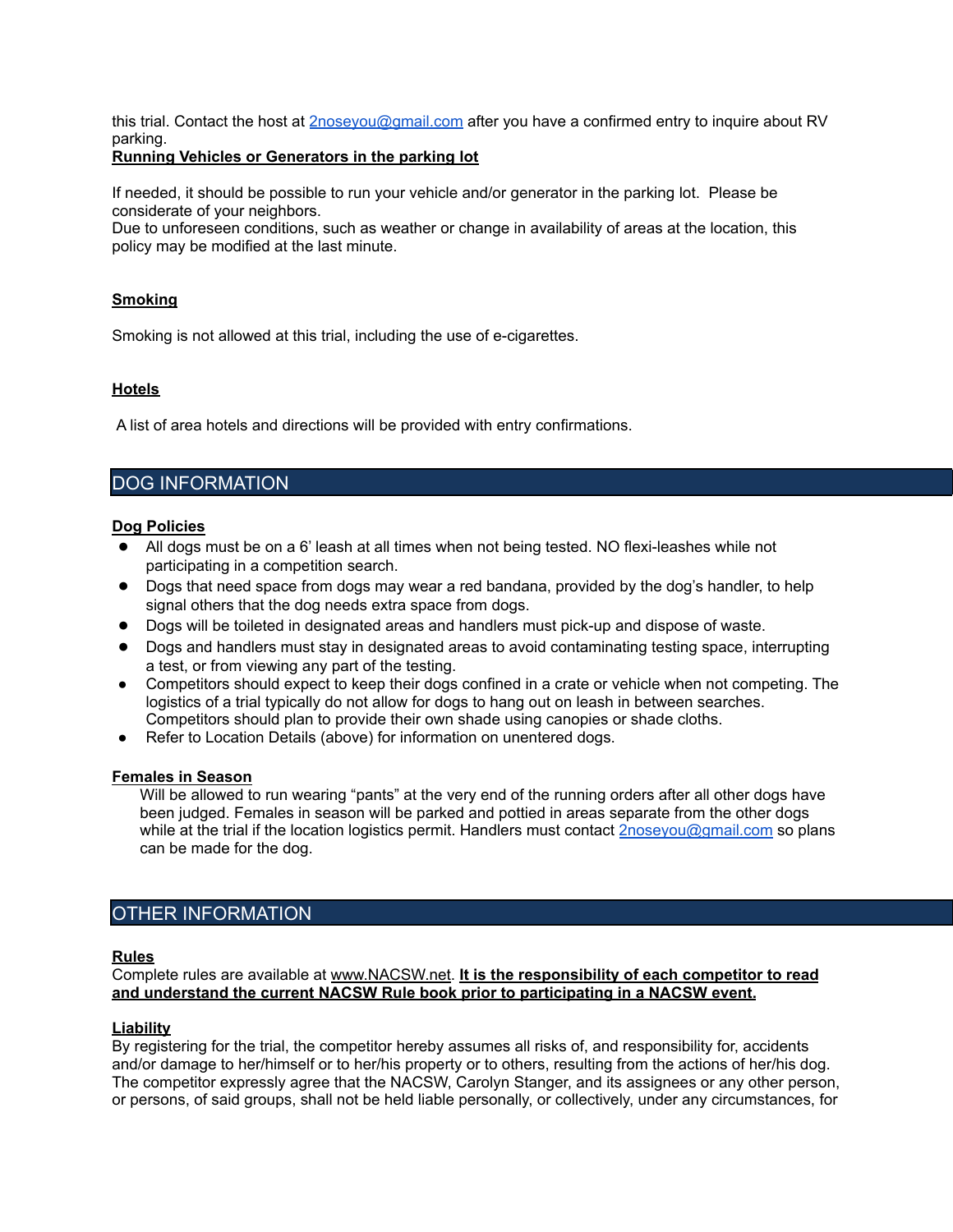this trial. Contact the host at 2noseyou@gmail.com after you have a confirmed entry to inquire about RV parking.

**Running Vehicles or Generators in the parking lot**

If needed, it should be possible to run your vehicle and/or generator in the parking lot. Please be considerate of your neighbors.
Due to unforeseen conditions, such as weather or change in availability of areas at the location, this policy may be modified at the last minute.

**Smoking**

Smoking is not allowed at this trial, including the use of e-cigarettes.

**Hotels**

A list of area hotels and directions will be provided with entry confirmations.

## DOG INFORMATION

**Dog Policies**

- All dogs must be on a 6' leash at all times when not being tested. NO flexi-leashes while not participating in a competition search.
- Dogs that need space from dogs may wear a red bandana, provided by the dog's handler, to help signal others that the dog needs extra space from dogs.
- Dogs will be toileted in designated areas and handlers must pick-up and dispose of waste.
- Dogs and handlers must stay in designated areas to avoid contaminating testing space, interrupting a test, or from viewing any part of the testing.
- Competitors should expect to keep their dogs confined in a crate or vehicle when not competing. The logistics of a trial typically do not allow for dogs to hang out on leash in between searches. Competitors should plan to provide their own shade using canopies or shade cloths.
- Refer to Location Details (above) for information on unentered dogs.

**Females in Season**

Will be allowed to run wearing "pants" at the very end of the running orders after all other dogs have been judged. Females in season will be parked and pottied in areas separate from the other dogs while at the trial if the location logistics permit. Handlers must contact 2noseyou@gmail.com so plans can be made for the dog.

## OTHER INFORMATION

**Rules**

Complete rules are available at www.NACSW.net. **It is the responsibility of each competitor to read and understand the current NACSW Rule book prior to participating in a NACSW event.**

**Liability**

By registering for the trial, the competitor hereby assumes all risks of, and responsibility for, accidents and/or damage to her/himself or to her/his property or to others, resulting from the actions of her/his dog. The competitor expressly agree that the NACSW, Carolyn Stanger, and its assignees or any other person, or persons, of said groups, shall not be held liable personally, or collectively, under any circumstances, for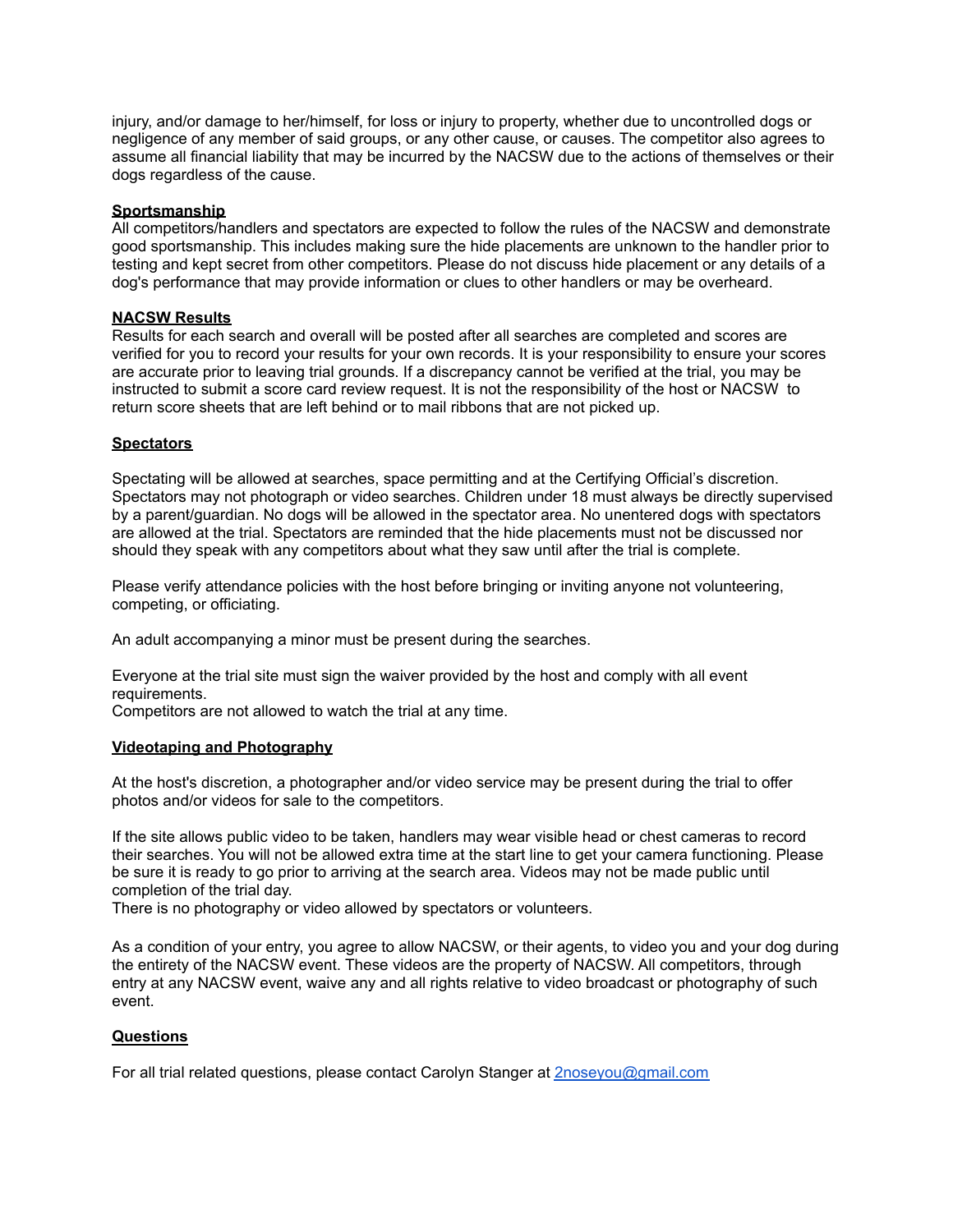injury, and/or damage to her/himself, for loss or injury to property, whether due to uncontrolled dogs or negligence of any member of said groups, or any other cause, or causes. The competitor also agrees to assume all financial liability that may be incurred by the NACSW due to the actions of themselves or their dogs regardless of the cause.

**Sportsmanship**

All competitors/handlers and spectators are expected to follow the rules of the NACSW and demonstrate good sportsmanship. This includes making sure the hide placements are unknown to the handler prior to testing and kept secret from other competitors. Please do not discuss hide placement or any details of a dog's performance that may provide information or clues to other handlers or may be overheard.

**NACSW Results**

Results for each search and overall will be posted after all searches are completed and scores are verified for you to record your results for your own records. It is your responsibility to ensure your scores are accurate prior to leaving trial grounds. If a discrepancy cannot be verified at the trial, you may be instructed to submit a score card review request. It is not the responsibility of the host or NACSW to return score sheets that are left behind or to mail ribbons that are not picked up.

**Spectators**

Spectating will be allowed at searches, space permitting and at the Certifying Official's discretion. Spectators may not photograph or video searches. Children under 18 must always be directly supervised by a parent/guardian. No dogs will be allowed in the spectator area. No unentered dogs with spectators are allowed at the trial. Spectators are reminded that the hide placements must not be discussed nor should they speak with any competitors about what they saw until after the trial is complete.

Please verify attendance policies with the host before bringing or inviting anyone not volunteering, competing, or officiating.

An adult accompanying a minor must be present during the searches.

Everyone at the trial site must sign the waiver provided by the host and comply with all event requirements.
Competitors are not allowed to watch the trial at any time.

**Videotaping and Photography**

At the host's discretion, a photographer and/or video service may be present during the trial to offer photos and/or videos for sale to the competitors.

If the site allows public video to be taken, handlers may wear visible head or chest cameras to record their searches. You will not be allowed extra time at the start line to get your camera functioning. Please be sure it is ready to go prior to arriving at the search area. Videos may not be made public until completion of the trial day.
There is no photography or video allowed by spectators or volunteers.

As a condition of your entry, you agree to allow NACSW, or their agents, to video you and your dog during the entirety of the NACSW event. These videos are the property of NACSW. All competitors, through entry at any NACSW event, waive any and all rights relative to video broadcast or photography of such event.

**Questions**

For all trial related questions, please contact Carolyn Stanger at [2noseyou@gmail.com](mailto:2noseyou@gmail.com)